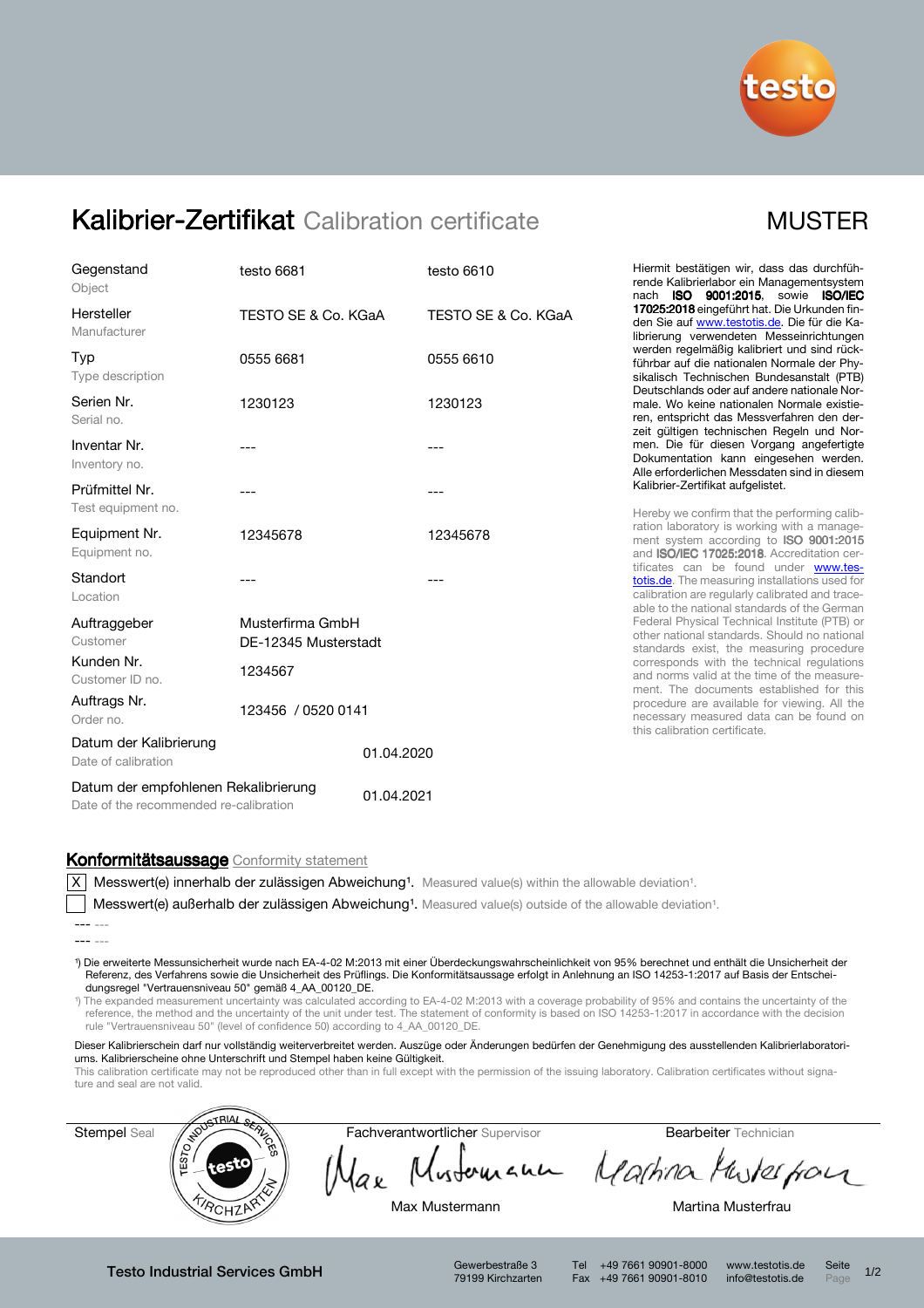# Kalibrier-Zertifikat Calibration certificate

MUSTER

| | | |
|---|---|---|
| Gegenstand<br>Object | testo 6681 | testo 6610 |
| Hersteller<br>Manufacturer | TESTO SE & Co. KGaA | TESTO SE & Co. KGaA |
| Typ<br>Type description | 0555 6681 | 0555 6610 |
| Serien Nr.<br>Serial no. | 1230123 | 1230123 |
| Inventar Nr.<br>Inventory no. | --- | --- |
| Prüfmittel Nr.<br>Test equipment no. | --- | --- |
| Equipment Nr.<br>Equipment no. | 12345678 | 12345678 |
| Standort<br>Location | --- | --- |
| Auftraggeber<br>Customer | Musterfirma GmbH<br>DE-12345 Musterstadt | |
| Kunden Nr.<br>Customer ID no. | 1234567 | |
| Auftrags Nr.<br>Order no. | 123456 / 0520 0141 | |
| Datum der Kalibrierung<br>Date of calibration | 01.04.2020 | |
| Datum der empfohlenen Rekalibrierung<br>Date of the recommended re-calibration | 01.04.2021 | |

Hiermit bestätigen wir, dass das durchführende Kalibrierlabor ein Managementsystem nach **ISO 9001:2015**, sowie **ISO/IEC 17025:2018** eingeführt hat. Die Urkunden finden Sie auf www.testotis.de. Die für die Kalibrierung verwendeten Messeinrichtungen werden regelmäßig kalibriert und sind rückführbar auf die nationalen Normale der Physikalisch Technischen Bundesanstalt (PTB) Deutschlands oder auf andere nationale Normale. Wo keine nationalen Normale existieren, entspricht das Messverfahren den derzeit gültigen technischen Regeln und Normen. Die für diesen Vorgang angefertigte Dokumentation kann eingesehen werden. Alle erforderlichen Messdaten sind in diesem Kalibrier-Zertifikat aufgelistet.

Hereby we confirm that the performing calibration laboratory is working with a management system according to **ISO 9001:2015** and **ISO/IEC 17025:2018**. Accreditation certificates can be found under www.testotis.de. The measuring installations used for calibration are regularly calibrated and traceable to the national standards of the German Federal Physical Technical Institute (PTB) or other national standards. Should no national standards exist, the measuring procedure corresponds with the technical regulations and norms valid at the time of the measurement. The documents established for this procedure are available for viewing. All the necessary measured data can be found on this calibration certificate.

## Konformitätsaussage Conformity statement

[X] Messwert(e) innerhalb der zulässigen Abweichung¹. Measured value(s) within the allowable deviation¹.

[ ] Messwert(e) außerhalb der zulässigen Abweichung¹. Measured value(s) outside of the allowable deviation¹.

--- ---

--- ---

¹) Die erweiterte Messunsicherheit wurde nach EA-4-02 M:2013 mit einer Überdeckungswahrscheinlichkeit von 95% berechnet und enthält die Unsicherheit der Referenz, des Verfahrens sowie die Unsicherheit des Prüflings. Die Konformitätsaussage erfolgt in Anlehnung an ISO 14253-1:2017 auf Basis der Entscheidungsregel "Vertrauensniveau 50" gemäß 4_AA_00120_DE.

¹) The expanded measurement uncertainty was calculated according to EA-4-02 M:2013 with a coverage probability of 95% and contains the uncertainty of the reference, the method and the uncertainty of the unit under test. The statement of conformity is based on ISO 14253-1:2017 in accordance with the decision rule "Vertrauensniveau 50" (level of confidence 50) according to 4_AA_00120_DE.

Dieser Kalibrierschein darf nur vollständig weiterverbreitet werden. Auszüge oder Änderungen bedürfen der Genehmigung des ausstellenden Kalibrierlaboratoriums. Kalibrierscheine ohne Unterschrift und Stempel haben keine Gültigkeit.

This calibration certificate may not be reproduced other than in full except with the permission of the issuing laboratory. Calibration certificates without signature and seal are not valid.

| Stempel Seal | Fachverantwortlicher Supervisor | Bearbeiter Technician |
|---|---|---|
| TESTO INDUSTRIAL SERVICES – testo – KIRCHZARTEN | Max Mustermann | Martina Musterfrau |

Testo Industrial Services GmbH — Gewerbestraße 3, 79199 Kirchzarten — Tel +49 7661 90901-8000, Fax +49 7661 90901-8010 — www.testotis.de, info@testotis.de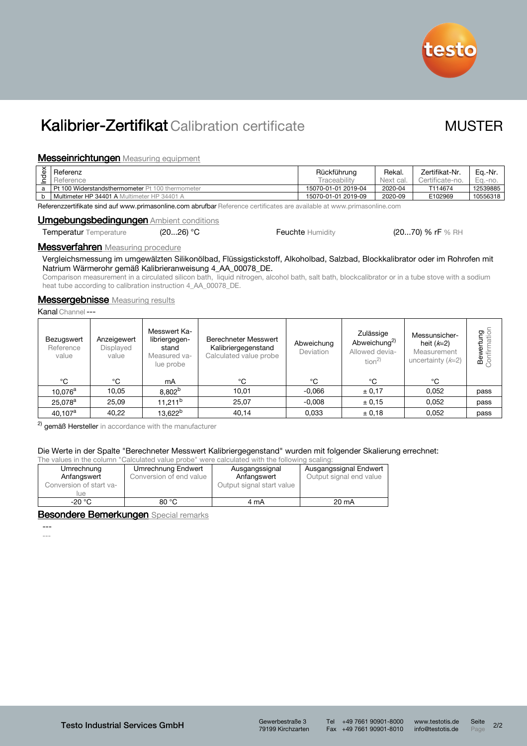# Kalibrier-Zertifikat Calibration certificate

MUSTER

## Messeinrichtungen Measuring equipment

| Index | Referenz Reference | Rückführung Traceability | Rekal. Next cal. | Zertifikat-Nr. Certificate-no. | Eq.-Nr. Eq.-no. |
|---|---|---|---|---|---|
| a | Pt 100 Widerstandsthermometer Pt 100 thermometer | 15070-01-01 2019-04 | 2020-04 | T114674 | 12539885 |
| b | Multimeter HP 34401 A Multimeter HP 34401 A | 15070-01-01 2019-09 | 2020-09 | E102969 | 10556318 |

Referenzzertifikate sind auf www.primasonline.com abrufbar Reference certificates are available at www.primasonline.com

## Umgebungsbedingungen Ambient conditions

Temperatur Temperature (20...26) °C

Feuchte Humidity (20...70) % rF % RH

## Messverfahren Measuring procedure

Vergleichsmessung im umgewälzten Silikonölbad, Flüssigstickstoff, Alkoholbad, Salzbad, Blockkalibrator oder im Rohrofen mit Natrium Wärmerohr gemäß Kalibrieranweisung 4_AA_00078_DE.

Comparison measurement in a circulated silicon bath, liquid nitrogen, alcohol bath, salt bath, blockcalibrator or in a tube stove with a sodium heat tube according to calibration instruction 4_AA_00078_DE.

## Messergebnisse Measuring results

Kanal Channel ---

| Bezugswert Reference value | Anzeigewert Displayed value | Messwert Kalibriergegenstand Measured value probe | Berechneter Messwert Kalibriergegenstand Calculated value probe | Abweichung Deviation | Zulässige Abweichung[2] Allowed deviation[2] | Messunsicherheit ($k$=2) Measurement uncertainty ($k$=2) | Bewertung Confirmation |
|---|---|---|---|---|---|---|---|
| °C | °C | mA | °C | °C | °C | °C | |
| 10,076[a] | 10,05 | 8,802[b] | 10,01 | -0,066 | ± 0,17 | 0,052 | pass |
| 25,078[a] | 25,09 | 11,211[b] | 25,07 | -0,008 | ± 0,15 | 0,052 | pass |
| 40,107[a] | 40,22 | 13,622[b] | 40,14 | 0,033 | ± 0,18 | 0,052 | pass |

[2] gemäß Hersteller in accordance with the manufacturer

Die Werte in der Spalte "Berechneter Messwert Kalibriergegenstand" wurden mit folgender Skalierung errechnet:
The values in the column "Calculated value probe" were calculated with the following scaling:

| Umrechnung Anfangswert Conversion of start value | Umrechnung Endwert Conversion of end value | Ausgangssignal Anfangswert Output signal start value | Ausgangssignal Endwert Output signal end value |
|---|---|---|---|
| -20 °C | 80 °C | 4 mA | 20 mA |

## Besondere Bemerkungen Special remarks

---

---

Testo Industrial Services GmbH

Gewerbestraße 3
79199 Kirchzarten

Tel +49 7661 90901-8000
Fax +49 7661 90901-8010

www.testotis.de
info@testotis.de